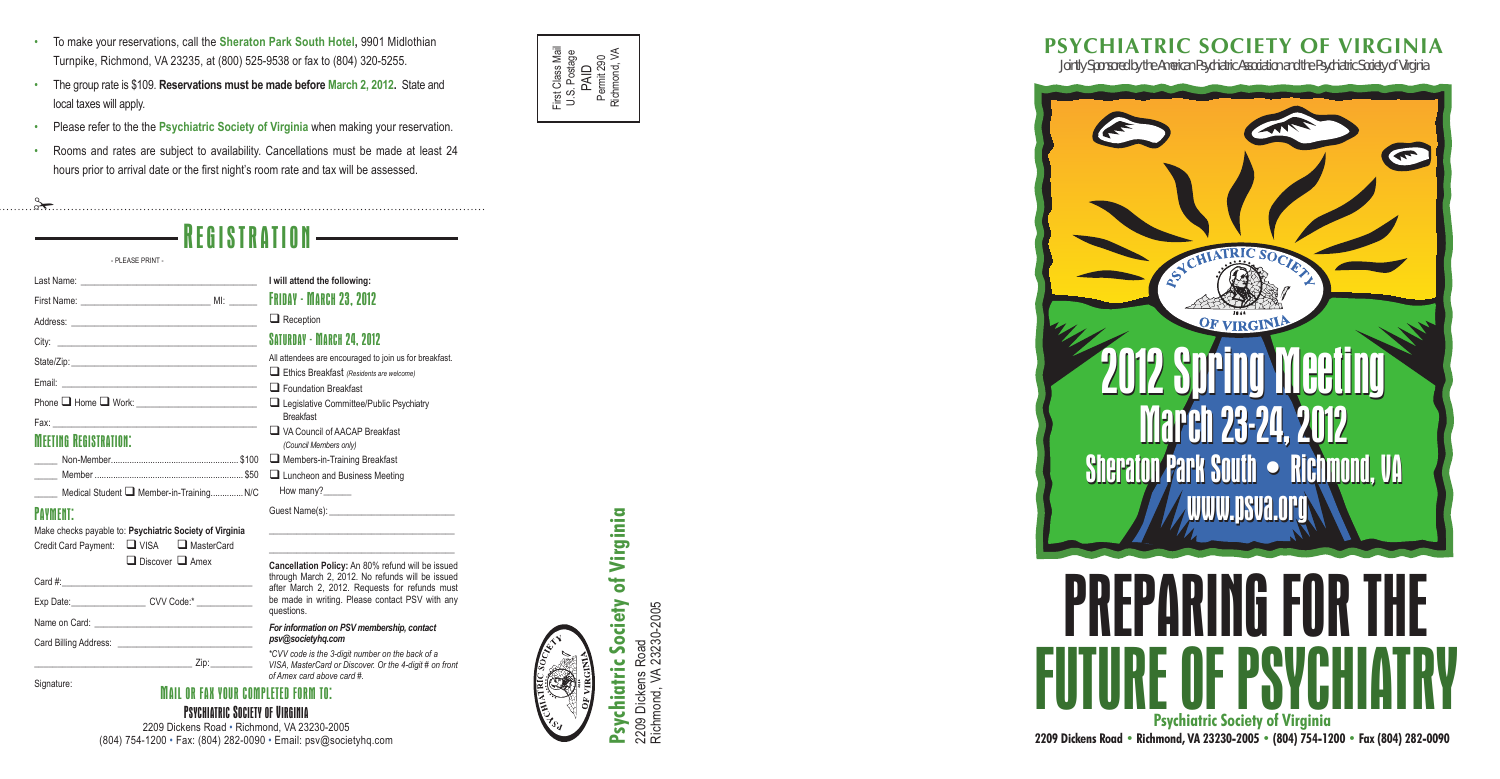- To make your reservations, call the **Sheraton Park South Hotel,** 9901 Midlothian Turnpike, Richmond, VA 23235, at (800) 525-9538 or fax to (804) 320-5255.
- The group rate is $109. **Reservations must be made before March 2, 2012.** State and local taxes will apply.
- Please refer to the the **Psychiatric Society of Virginia** when making your reservation.
- Rooms and rates are subject to availability. Cancellations must be made at least 24 hours prior to arrival date or the first night's room rate and tax will be assessed.

# REGISTRATION

- PLEASE PRINT -

Last Name: ______________________________

First Name: ____________________ MI: _____

Address: ______________________________

City: ______________________________

State/Zip: ______________________________

Email: ______________________________

Phone ☐ Home ☐ Work: ____________________

Fax: ______________________________

## MEETING REGISTRATION:

_____ Non-Member........................................ $100

_____ Member.................................................. $50

_____ Medical Student ☐ Member-in-Training.............. N/C

## PAYMENT:

Make checks payable to: **Psychiatric Society of Virginia**

Credit Card Payment: ☐ VISA ☐ MasterCard ☐ Discover ☐ Amex

Card #: ______________________________

Exp Date: ______________ CVV Code:* ____________

Name on Card: ______________________________

Card Billing Address: ______________________________

______________________________ Zip: ________

Signature:

**I will attend the following:**

## FRIDAY - MARCH 23, 2012

☐ Reception

## SATURDAY - MARCH 24, 2012

All attendees are encouraged to join us for breakfast.

☐ Ethics Breakfast *(Residents are welcome)*

☐ Foundation Breakfast

☐ Legislative Committee/Public Psychiatry Breakfast

☐ VA Council of AACAP Breakfast *(Council Members only)*

☐ Members-in-Training Breakfast

☐ Luncheon and Business Meeting

How many? ______

Guest Name(s): ______________________________

______________________________

______________________________

**Cancellation Policy:** An 80% refund will be issued through March 2, 2012. No refunds will be issued after March 2, 2012. Requests for refunds must be made in writing. Please contact PSV with any questions.

***For information on PSV membership, contact psv@societyhq.com***

*\*CVV code is the 3-digit number on the back of a VISA, MasterCard or Discover. Or the 4-digit # on front of Amex card above card #.*

## MAIL OR FAX YOUR COMPLETED FORM TO:

**PSYCHIATRIC SOCIETY OF VIRGINIA**

2209 Dickens Road • Richmond, VA 23230-2005

(804) 754-1200 • Fax: (804) 282-0090 • Email: psv@societyhq.com

First Class Mail
U.S. Postage
PAID
Permit 290
Richmond, VA

**Psychiatric Society of Virginia**
2209 Dickens Road
Richmond, VA 23230-2005

# PSYCHIATRIC SOCIETY OF VIRGINIA

Jointly Sponsored by the American Psychiatric Association and the Psychiatric Society of Virginia

# 2012 Spring Meeting

## March 23-24, 2012

## Sheraton Park South • Richmond, VA

## www.psva.org

# PREPARING FOR THE FUTURE OF PSYCHIATRY

**Psychiatric Society of Virginia**

**2209 Dickens Road • Richmond, VA 23230-2005 • (804) 754-1200 • Fax (804) 282-0090**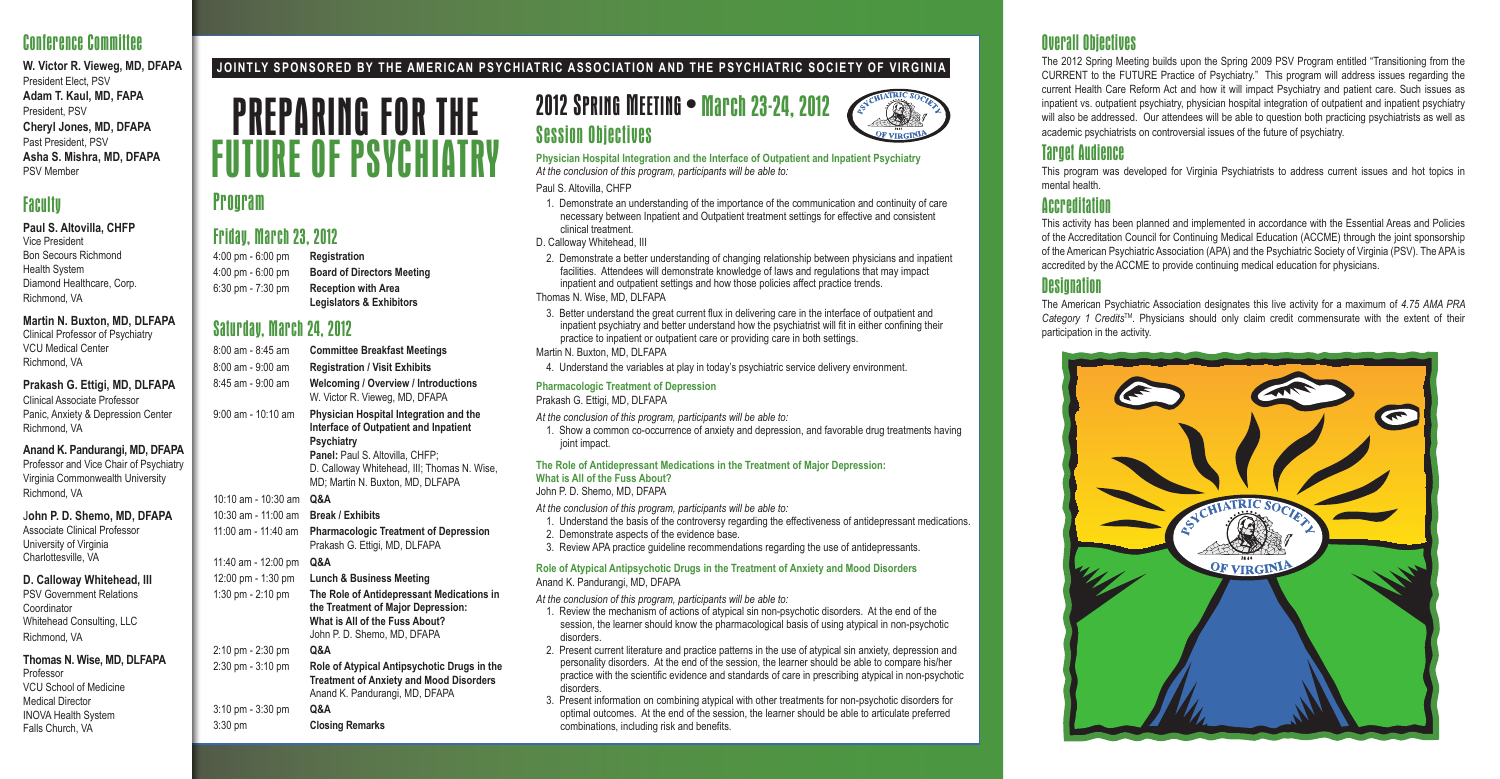## Conference Committee

**W. Victor R. Vieweg, MD, DFAPA**
President Elect, PSV

**Adam T. Kaul, MD, FAPA**
President, PSV

**Cheryl Jones, MD, DFAPA**
Past President, PSV

**Asha S. Mishra, MD, DFAPA**
PSV Member

## Faculty

**Paul S. Altovilla, CHFP**
Vice President
Bon Secours Richmond
Health System
Diamond Healthcare, Corp.
Richmond, VA

**Martin N. Buxton, MD, DLFAPA**
Clinical Professor of Psychiatry
VCU Medical Center
Richmond, VA

**Prakash G. Ettigi, MD, DLFAPA**
Clinical Associate Professor
Panic, Anxiety & Depression Center
Richmond, VA

**Anand K. Pandurangi, MD, DFAPA**
Professor and Vice Chair of Psychiatry
Virginia Commonwealth University
Richmond, VA

**John P. D. Shemo, MD, DFAPA**
Associate Clinical Professor
University of Virginia
Charlottesville, VA

**D. Calloway Whitehead, III**
PSV Government Relations
Coordinator
Whitehead Consulting, LLC
Richmond, VA

**Thomas N. Wise, MD, DLFAPA**
Professor
VCU School of Medicine
Medical Director
INOVA Health System
Falls Church, VA

**JOINTLY SPONSORED BY THE AMERICAN PSYCHIATRIC ASSOCIATION AND THE PSYCHIATRIC SOCIETY OF VIRGINIA**

# PREPARING FOR THE FUTURE OF PSYCHIATRY

## Program

### Friday, March 23, 2012

| | |
|---|---|
| 4:00 pm - 6:00 pm | **Registration** |
| 4:00 pm - 6:00 pm | **Board of Directors Meeting** |
| 6:30 pm - 7:30 pm | **Reception with Area Legislators & Exhibitors** |

### Saturday, March 24, 2012

| | |
|---|---|
| 8:00 am - 8:45 am | **Committee Breakfast Meetings** |
| 8:00 am - 9:00 am | **Registration / Visit Exhibits** |
| 8:45 am - 9:00 am | **Welcoming / Overview / Introductions** W. Victor R. Vieweg, MD, DFAPA |
| 9:00 am - 10:10 am | **Physician Hospital Integration and the Interface of Outpatient and Inpatient Psychiatry** **Panel:** Paul S. Altovilla, CHFP; D. Calloway Whitehead, III; Thomas N. Wise, MD; Martin N. Buxton, MD, DLFAPA |
| 10:10 am - 10:30 am | **Q&A** |
| 10:30 am - 11:00 am | **Break / Exhibits** |
| 11:00 am - 11:40 am | **Pharmacologic Treatment of Depression** Prakash G. Ettigi, MD, DLFAPA |
| 11:40 am - 12:00 pm | **Q&A** |
| 12:00 pm - 1:30 pm | **Lunch & Business Meeting** |
| 1:30 pm - 2:10 pm | **The Role of Antidepressant Medications in the Treatment of Major Depression: What is All of the Fuss About?** John P. D. Shemo, MD, DFAPA |
| 2:10 pm - 2:30 pm | **Q&A** |
| 2:30 pm - 3:10 pm | **Role of Atypical Antipsychotic Drugs in the Treatment of Anxiety and Mood Disorders** Anand K. Pandurangi, MD, DFAPA |
| 3:10 pm - 3:30 pm | **Q&A** |
| 3:30 pm | **Closing Remarks** |

## 2012 Spring Meeting • March 23-24, 2012

## Session Objectives

**Physician Hospital Integration and the Interface of Outpatient and Inpatient Psychiatry**
*At the conclusion of this program, participants will be able to:*

Paul S. Altovilla, CHFP

1. Demonstrate an understanding of the importance of the communication and continuity of care necessary between Inpatient and Outpatient treatment settings for effective and consistent clinical treatment.

D. Calloway Whitehead, III

2. Demonstrate a better understanding of changing relationship between physicians and inpatient facilities. Attendees will demonstrate knowledge of laws and regulations that may impact inpatient and outpatient settings and how those policies affect practice trends.

Thomas N. Wise, MD, DLFAPA

3. Better understand the great current flux in delivering care in the interface of outpatient and inpatient psychiatry and better understand how the psychiatrist will fit in either confining their practice to inpatient or outpatient care or providing care in both settings.

Martin N. Buxton, MD, DLFAPA

4. Understand the variables at play in today's psychiatric service delivery environment.

**Pharmacologic Treatment of Depression**
Prakash G. Ettigi, MD, DLFAPA

*At the conclusion of this program, participants will be able to:*

1. Show a common co-occurrence of anxiety and depression, and favorable drug treatments having joint impact.

**The Role of Antidepressant Medications in the Treatment of Major Depression: What is All of the Fuss About?**
John P. D. Shemo, MD, DFAPA

*At the conclusion of this program, participants will be able to:*

1. Understand the basis of the controversy regarding the effectiveness of antidepressant medications.
2. Demonstrate aspects of the evidence base.
3. Review APA practice guideline recommendations regarding the use of antidepressants.

**Role of Atypical Antipsychotic Drugs in the Treatment of Anxiety and Mood Disorders**
Anand K. Pandurangi, MD, DFAPA

*At the conclusion of this program, participants will be able to:*

1. Review the mechanism of actions of atypical sin non-psychotic disorders. At the end of the session, the learner should know the pharmacological basis of using atypical in non-psychotic disorders.
2. Present current literature and practice patterns in the use of atypical sin anxiety, depression and personality disorders. At the end of the session, the learner should be able to compare his/her practice with the scientific evidence and standards of care in prescribing atypical in non-psychotic disorders.
3. Present information on combining atypical with other treatments for non-psychotic disorders for optimal outcomes. At the end of the session, the learner should be able to articulate preferred combinations, including risk and benefits.

## Overall Objectives

The 2012 Spring Meeting builds upon the Spring 2009 PSV Program entitled "Transitioning from the CURRENT to the FUTURE Practice of Psychiatry." This program will address issues regarding the current Health Care Reform Act and how it will impact Psychiatry and patient care. Such issues as inpatient vs. outpatient psychiatry, physician hospital integration of outpatient and inpatient psychiatry will also be addressed. Our attendees will be able to question both practicing psychiatrists as well as academic psychiatrists on controversial issues of the future of psychiatry.

## Target Audience

This program was developed for Virginia Psychiatrists to address current issues and hot topics in mental health.

## Accreditation

This activity has been planned and implemented in accordance with the Essential Areas and Policies of the Accreditation Council for Continuing Medical Education (ACCME) through the joint sponsorship of the American Psychiatric Association (APA) and the Psychiatric Society of Virginia (PSV). The APA is accredited by the ACCME to provide continuing medical education for physicians.

## Designation

The American Psychiatric Association designates this live activity for a maximum of *4.75 AMA PRA Category 1 Credits*™. Physicians should only claim credit commensurate with the extent of their participation in the activity.